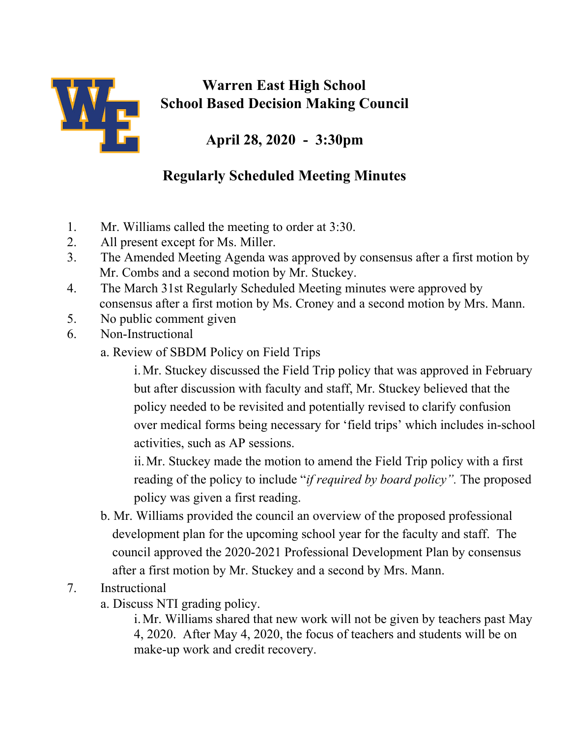# Warren East High School
# School Based Decision Making Council

## April 28, 2020 - 3:30pm

## Regularly Scheduled Meeting Minutes

1. Mr. Williams called the meeting to order at 3:30.
2. All present except for Ms. Miller.
3. The Amended Meeting Agenda was approved by consensus after a first motion by Mr. Combs and a second motion by Mr. Stuckey.
4. The March 31st Regularly Scheduled Meeting minutes were approved by consensus after a first motion by Ms. Croney and a second motion by Mrs. Mann.
5. No public comment given
6. Non-Instructional
   - a. Review of SBDM Policy on Field Trips
     - i. Mr. Stuckey discussed the Field Trip policy that was approved in February but after discussion with faculty and staff, Mr. Stuckey believed that the policy needed to be revisited and potentially revised to clarify confusion over medical forms being necessary for 'field trips' which includes in-school activities, such as AP sessions.
     - ii. Mr. Stuckey made the motion to amend the Field Trip policy with a first reading of the policy to include "*if required by board policy".* The proposed policy was given a first reading.
   - b. Mr. Williams provided the council an overview of the proposed professional development plan for the upcoming school year for the faculty and staff. The council approved the 2020-2021 Professional Development Plan by consensus after a first motion by Mr. Stuckey and a second by Mrs. Mann.
7. Instructional
   - a. Discuss NTI grading policy.
     - i. Mr. Williams shared that new work will not be given by teachers past May 4, 2020. After May 4, 2020, the focus of teachers and students will be on make-up work and credit recovery.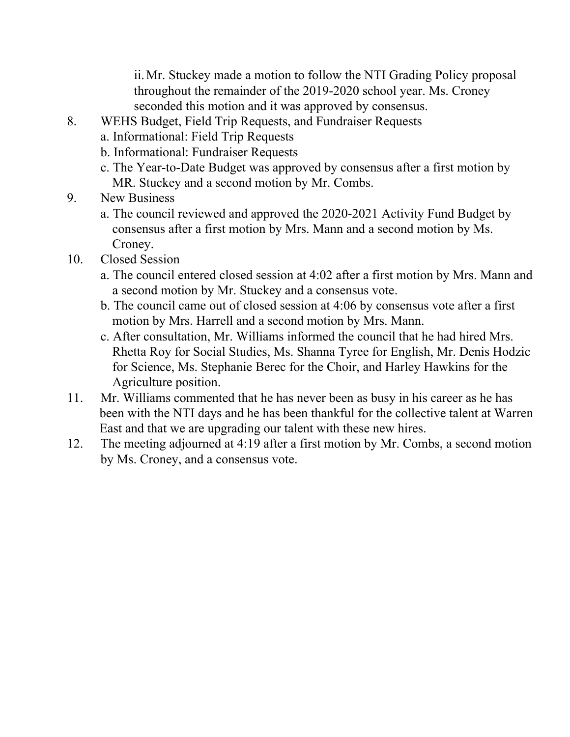ii. Mr. Stuckey made a motion to follow the NTI Grading Policy proposal throughout the remainder of the 2019-2020 school year. Ms. Croney seconded this motion and it was approved by consensus.

8. WEHS Budget, Field Trip Requests, and Fundraiser Requests
   a. Informational: Field Trip Requests
   b. Informational: Fundraiser Requests
   c. The Year-to-Date Budget was approved by consensus after a first motion by MR. Stuckey and a second motion by Mr. Combs.
9. New Business
   a. The council reviewed and approved the 2020-2021 Activity Fund Budget by consensus after a first motion by Mrs. Mann and a second motion by Ms. Croney.
10. Closed Session
    a. The council entered closed session at 4:02 after a first motion by Mrs. Mann and a second motion by Mr. Stuckey and a consensus vote.
    b. The council came out of closed session at 4:06 by consensus vote after a first motion by Mrs. Harrell and a second motion by Mrs. Mann.
    c. After consultation, Mr. Williams informed the council that he had hired Mrs. Rhetta Roy for Social Studies, Ms. Shanna Tyree for English, Mr. Denis Hodzic for Science, Ms. Stephanie Berec for the Choir, and Harley Hawkins for the Agriculture position.
11. Mr. Williams commented that he has never been as busy in his career as he has been with the NTI days and he has been thankful for the collective talent at Warren East and that we are upgrading our talent with these new hires.
12. The meeting adjourned at 4:19 after a first motion by Mr. Combs, a second motion by Ms. Croney, and a consensus vote.